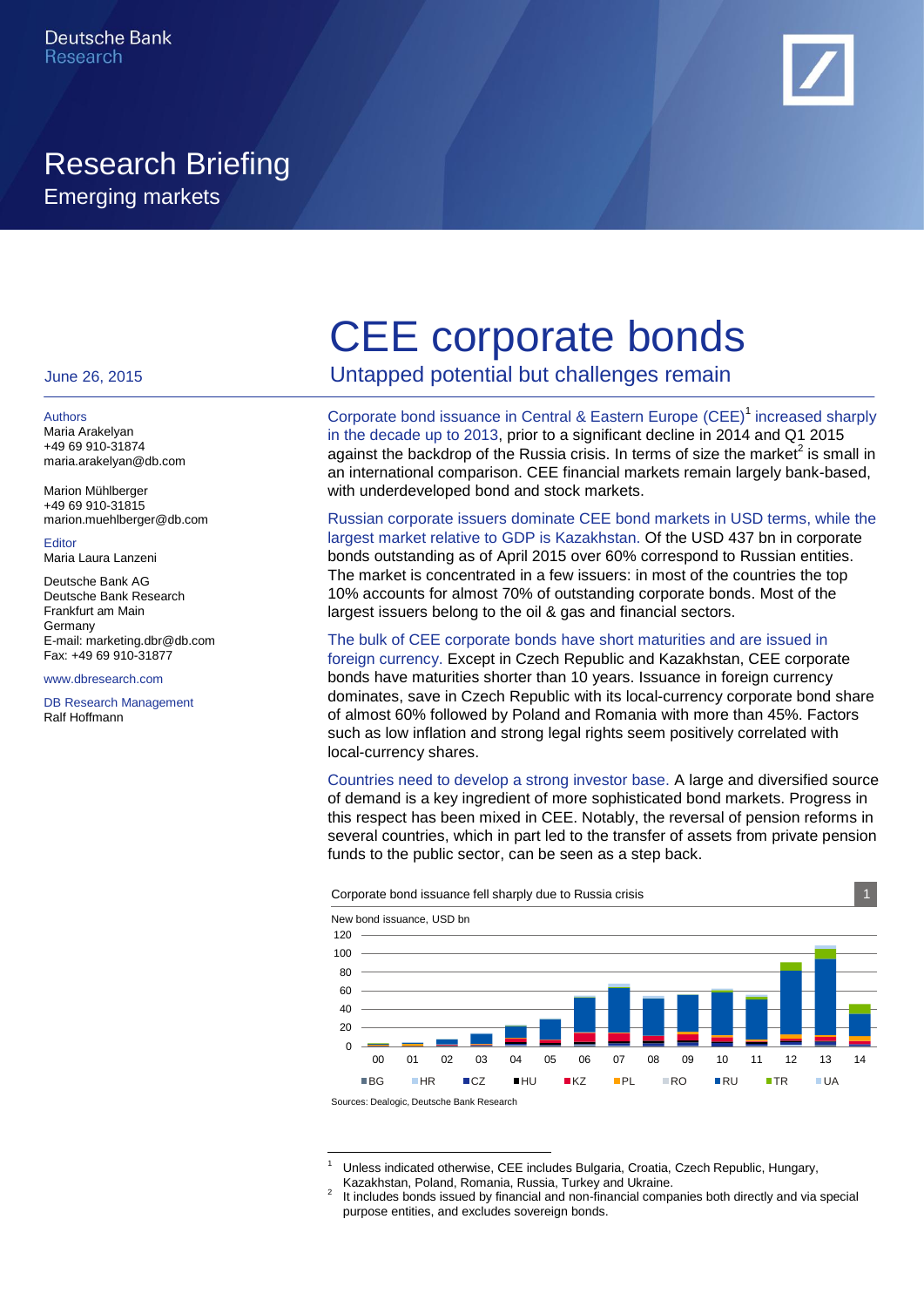Deutsche Bank
Research

# Research Briefing
Emerging markets

June 26, 2015

Authors
Maria Arakelyan
+49 69 910-31874
maria.arakelyan@db.com

Marion Mühlberger
+49 69 910-31815
marion.muehlberger@db.com

Editor
Maria Laura Lanzeni

Deutsche Bank AG
Deutsche Bank Research
Frankfurt am Main
Germany
E-mail: marketing.dbr@db.com
Fax: +49 69 910-31877

www.dbresearch.com

DB Research Management
Ralf Hoffmann

# CEE corporate bonds

## Untapped potential but challenges remain

Corporate bond issuance in Central & Eastern Europe (CEE)[1] increased sharply in the decade up to 2013, prior to a significant decline in 2014 and Q1 2015 against the backdrop of the Russia crisis. In terms of size the market[2] is small in an international comparison. CEE financial markets remain largely bank-based, with underdeveloped bond and stock markets.

Russian corporate issuers dominate CEE bond markets in USD terms, while the largest market relative to GDP is Kazakhstan. Of the USD 437 bn in corporate bonds outstanding as of April 2015 over 60% correspond to Russian entities. The market is concentrated in a few issuers: in most of the countries the top 10% accounts for almost 70% of outstanding corporate bonds. Most of the largest issuers belong to the oil & gas and financial sectors.

The bulk of CEE corporate bonds have short maturities and are issued in foreign currency. Except in Czech Republic and Kazakhstan, CEE corporate bonds have maturities shorter than 10 years. Issuance in foreign currency dominates, save in Czech Republic with its local-currency corporate bond share of almost 60% followed by Poland and Romania with more than 45%. Factors such as low inflation and strong legal rights seem positively correlated with local-currency shares.

Countries need to develop a strong investor base. A large and diversified source of demand is a key ingredient of more sophisticated bond markets. Progress in this respect has been mixed in CEE. Notably, the reversal of pension reforms in several countries, which in part led to the transfer of assets from private pension funds to the public sector, can be seen as a step back.

Corporate bond issuance fell sharply due to Russia crisis 1

New bond issuance, USD bn

Legend: BG, HR, CZ, HU, KZ, PL, RO, RU, TR, UA

Sources: Dealogic, Deutsche Bank Research

---

[1] Unless indicated otherwise, CEE includes Bulgaria, Croatia, Czech Republic, Hungary, Kazakhstan, Poland, Romania, Russia, Turkey and Ukraine.

[2] It includes bonds issued by financial and non-financial companies both directly and via special purpose entities, and excludes sovereign bonds.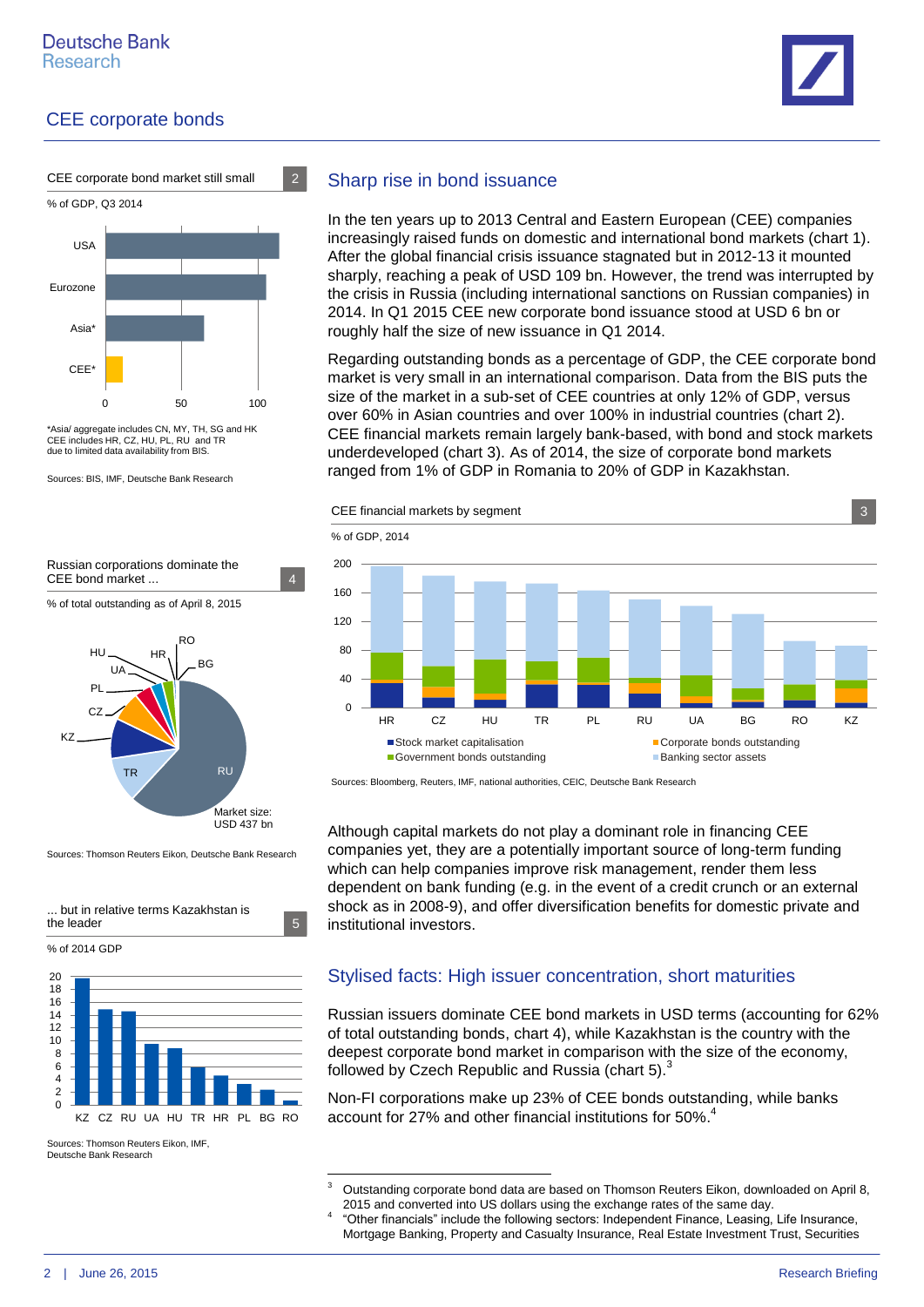## Sharp rise in bond issuance

In the ten years up to 2013 Central and Eastern European (CEE) companies increasingly raised funds on domestic and international bond markets (chart 1). After the global financial crisis issuance stagnated but in 2012-13 it mounted sharply, reaching a peak of USD 109 bn. However, the trend was interrupted by the crisis in Russia (including international sanctions on Russian companies) in 2014. In Q1 2015 CEE new corporate bond issuance stood at USD 6 bn or roughly half the size of new issuance in Q1 2014.

Regarding outstanding bonds as a percentage of GDP, the CEE corporate bond market is very small in an international comparison. Data from the BIS puts the size of the market in a sub-set of CEE countries at only 12% of GDP, versus over 60% in Asian countries and over 100% in industrial countries (chart 2). CEE financial markets remain largely bank-based, with bond and stock markets underdeveloped (chart 3). As of 2014, the size of corporate bond markets ranged from 1% of GDP in Romania to 20% of GDP in Kazakhstan.

**CEE corporate bond market still small** (2)

% of GDP, Q3 2014

USA, Eurozone, Asia*, CEE*

*Asia/ aggregate includes CN, MY, TH, SG and HK
CEE includes HR, CZ, HU, PL, RU and TR
due to limited data availability from BIS.

Sources: BIS, IMF, Deutsche Bank Research

**CEE financial markets by segment** (3)

% of GDP, 2014

HR, CZ, HU, TR, PL, RU, UA, BG, RO, KZ

Stock market capitalisation; Corporate bonds outstanding; Government bonds outstanding; Banking sector assets

Sources: Bloomberg, Reuters, IMF, national authorities, CEIC, Deutsche Bank Research

**Russian corporations dominate the CEE bond market ...** (4)

% of total outstanding as of April 8, 2015

RU, TR, KZ, CZ, PL, UA, HU, HR, RO, BG

Market size: USD 437 bn

Sources: Thomson Reuters Eikon, Deutsche Bank Research

**... but in relative terms Kazakhstan is the leader** (5)

% of 2014 GDP

KZ, CZ, RU, UA, HU, TR, HR, PL, BG, RO

Sources: Thomson Reuters Eikon, IMF, Deutsche Bank Research

Although capital markets do not play a dominant role in financing CEE companies yet, they are a potentially important source of long-term funding which can help companies improve risk management, render them less dependent on bank funding (e.g. in the event of a credit crunch or an external shock as in 2008-9), and offer diversification benefits for domestic private and institutional investors.

## Stylised facts: High issuer concentration, short maturities

Russian issuers dominate CEE bond markets in USD terms (accounting for 62% of total outstanding bonds, chart 4), while Kazakhstan is the country with the deepest corporate bond market in comparison with the size of the economy, followed by Czech Republic and Russia (chart 5).[3]

Non-FI corporations make up 23% of CEE bonds outstanding, while banks account for 27% and other financial institutions for 50%.[4]

---

[3] Outstanding corporate bond data are based on Thomson Reuters Eikon, downloaded on April 8, 2015 and converted into US dollars using the exchange rates of the same day.

[4] "Other financials" include the following sectors: Independent Finance, Leasing, Life Insurance, Mortgage Banking, Property and Casualty Insurance, Real Estate Investment Trust, Securities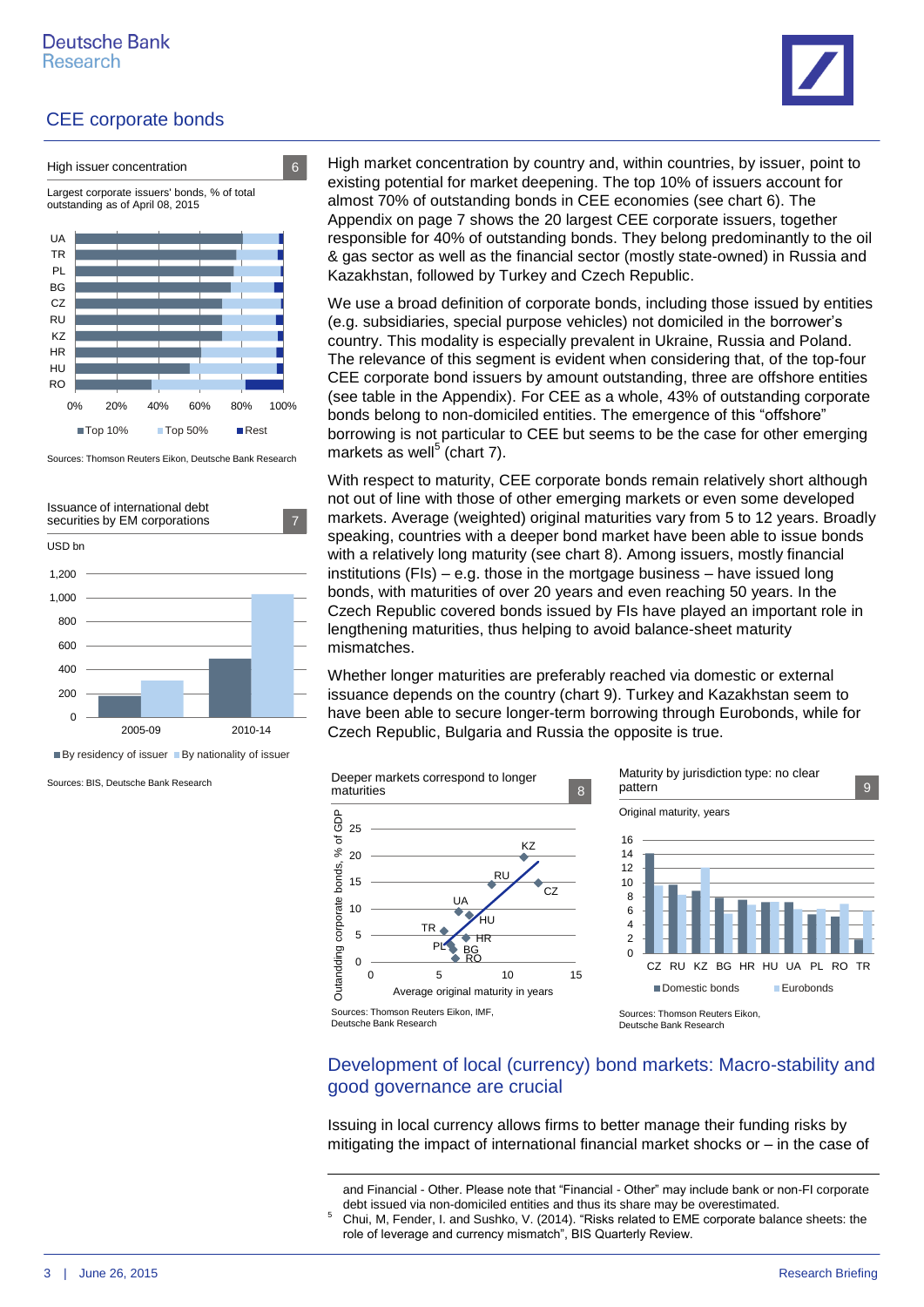## CEE corporate bonds

**High issuer concentration** 6

Largest corporate issuers' bonds, % of total outstanding as of April 08, 2015

Sources: Thomson Reuters Eikon, Deutsche Bank Research

**Issuance of international debt securities by EM corporations** 7

USD bn

Sources: BIS, Deutsche Bank Research

High market concentration by country and, within countries, by issuer, point to existing potential for market deepening. The top 10% of issuers account for almost 70% of outstanding bonds in CEE economies (see chart 6). The Appendix on page 7 shows the 20 largest CEE corporate issuers, together responsible for 40% of outstanding bonds. They belong predominantly to the oil & gas sector as well as the financial sector (mostly state-owned) in Russia and Kazakhstan, followed by Turkey and Czech Republic.

We use a broad definition of corporate bonds, including those issued by entities (e.g. subsidiaries, special purpose vehicles) not domiciled in the borrower's country. This modality is especially prevalent in Ukraine, Russia and Poland. The relevance of this segment is evident when considering that, of the top-four CEE corporate bond issuers by amount outstanding, three are offshore entities (see table in the Appendix). For CEE as a whole, 43% of outstanding corporate bonds belong to non-domiciled entities. The emergence of this "offshore" borrowing is not particular to CEE but seems to be the case for other emerging markets as well[5] (chart 7).

With respect to maturity, CEE corporate bonds remain relatively short although not out of line with those of other emerging markets or even some developed markets. Average (weighted) original maturities vary from 5 to 12 years. Broadly speaking, countries with a deeper bond market have been able to issue bonds with a relatively long maturity (see chart 8). Among issuers, mostly financial institutions (FIs) – e.g. those in the mortgage business – have issued long bonds, with maturities of over 20 years and even reaching 50 years. In the Czech Republic covered bonds issued by FIs have played an important role in lengthening maturities, thus helping to avoid balance-sheet maturity mismatches.

Whether longer maturities are preferably reached via domestic or external issuance depends on the country (chart 9). Turkey and Kazakhstan seem to have been able to secure longer-term borrowing through Eurobonds, while for Czech Republic, Bulgaria and Russia the opposite is true.

**Deeper markets correspond to longer maturities** 8

Sources: Thomson Reuters Eikon, IMF, Deutsche Bank Research

**Maturity by jurisdiction type: no clear pattern** 9

Original maturity, years

Sources: Thomson Reuters Eikon, Deutsche Bank Research

## Development of local (currency) bond markets: Macro-stability and good governance are crucial

Issuing in local currency allows firms to better manage their funding risks by mitigating the impact of international financial market shocks or – in the case of

---

and Financial - Other. Please note that "Financial - Other" may include bank or non-FI corporate debt issued via non-domiciled entities and thus its share may be overestimated.

[5] Chui, M, Fender, I. and Sushko, V. (2014). "Risks related to EME corporate balance sheets: the role of leverage and currency mismatch", BIS Quarterly Review.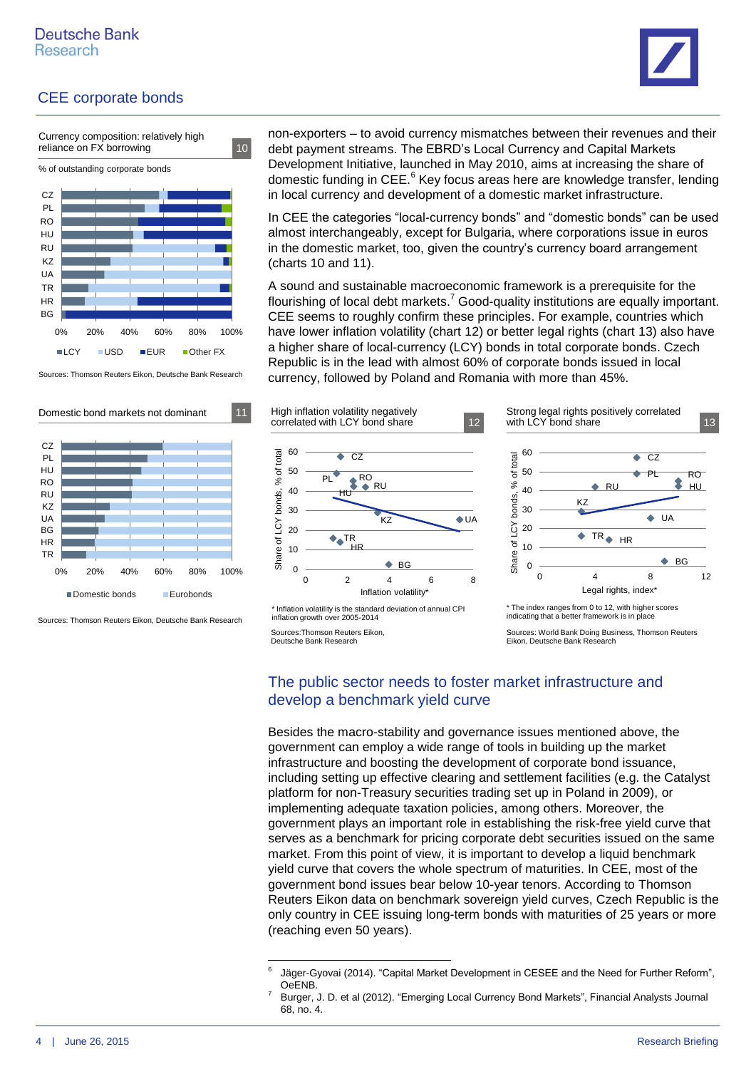## CEE corporate bonds

**Currency composition: relatively high reliance on FX borrowing** (10)

% of outstanding corporate bonds

Sources: Thomson Reuters Eikon, Deutsche Bank Research

**Domestic bond markets not dominant** (11)

Sources: Thomson Reuters Eikon, Deutsche Bank Research

non-exporters – to avoid currency mismatches between their revenues and their debt payment streams. The EBRD's Local Currency and Capital Markets Development Initiative, launched in May 2010, aims at increasing the share of domestic funding in CEE.[6] Key focus areas here are knowledge transfer, lending in local currency and development of a domestic market infrastructure.

In CEE the categories "local-currency bonds" and "domestic bonds" can be used almost interchangeably, except for Bulgaria, where corporations issue in euros in the domestic market, too, given the country's currency board arrangement (charts 10 and 11).

A sound and sustainable macroeconomic framework is a prerequisite for the flourishing of local debt markets.[7] Good-quality institutions are equally important. CEE seems to roughly confirm these principles. For example, countries which have lower inflation volatility (chart 12) or better legal rights (chart 13) also have a higher share of local-currency (LCY) bonds in total corporate bonds. Czech Republic is in the lead with almost 60% of corporate bonds issued in local currency, followed by Poland and Romania with more than 45%.

**High inflation volatility negatively correlated with LCY bond share** (12)

* Inflation volatility is the standard deviation of annual CPI inflation growth over 2005-2014

Sources: Thomson Reuters Eikon, Deutsche Bank Research

**Strong legal rights positively correlated with LCY bond share** (13)

* The index ranges from 0 to 12, with higher scores indicating that a better framework is in place

Sources: World Bank Doing Business, Thomson Reuters Eikon, Deutsche Bank Research

## The public sector needs to foster market infrastructure and develop a benchmark yield curve

Besides the macro-stability and governance issues mentioned above, the government can employ a wide range of tools in building up the market infrastructure and boosting the development of corporate bond issuance, including setting up effective clearing and settlement facilities (e.g. the Catalyst platform for non-Treasury securities trading set up in Poland in 2009), or implementing adequate taxation policies, among others. Moreover, the government plays an important role in establishing the risk-free yield curve that serves as a benchmark for pricing corporate debt securities issued on the same market. From this point of view, it is important to develop a liquid benchmark yield curve that covers the whole spectrum of maturities. In CEE, most of the government bond issues bear below 10-year tenors. According to Thomson Reuters Eikon data on benchmark sovereign yield curves, Czech Republic is the only country in CEE issuing long-term bonds with maturities of 25 years or more (reaching even 50 years).

---

[6] Jäger-Gyovai (2014). "Capital Market Development in CESEE and the Need for Further Reform", OeENB.

[7] Burger, J. D. et al (2012). "Emerging Local Currency Bond Markets", Financial Analysts Journal 68, no. 4.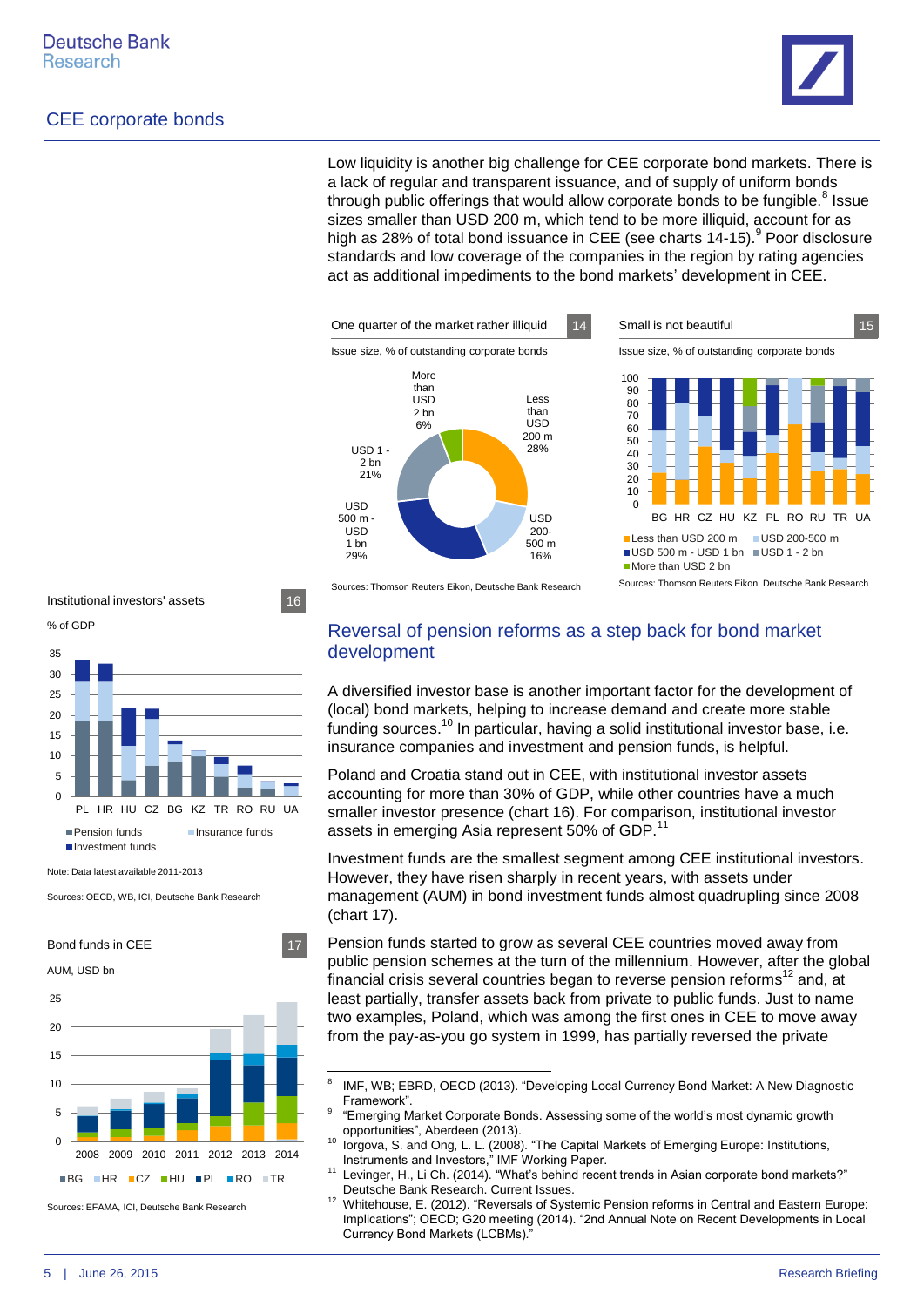Low liquidity is another big challenge for CEE corporate bond markets. There is a lack of regular and transparent issuance, and of supply of uniform bonds through public offerings that would allow corporate bonds to be fungible.[8] Issue sizes smaller than USD 200 m, which tend to be more illiquid, account for as high as 28% of total bond issuance in CEE (see charts 14-15).[9] Poor disclosure standards and low coverage of the companies in the region by rating agencies act as additional impediments to the bond markets' development in CEE.

One quarter of the market rather illiquid — 14

Issue size, % of outstanding corporate bonds

- Less than USD 200 m: 28%
- USD 200-500 m: 16%
- USD 500 m - USD 1 bn: 29%
- USD 1 - 2 bn: 21%
- More than USD 2 bn: 6%

Sources: Thomson Reuters Eikon, Deutsche Bank Research

Small is not beautiful — 15

Issue size, % of outstanding corporate bonds

Countries: BG, HR, CZ, HU, KZ, PL, RO, RU, TR, UA

Legend: Less than USD 200 m; USD 200-500 m; USD 500 m - USD 1 bn; USD 1 - 2 bn; More than USD 2 bn

Sources: Thomson Reuters Eikon, Deutsche Bank Research

Institutional investors' assets — 16

% of GDP

Countries: PL, HR, HU, CZ, BG, KZ, TR, RO, RU, UA

Legend: Pension funds; Insurance funds; Investment funds

Note: Data latest available 2011-2013

Sources: OECD, WB, ICI, Deutsche Bank Research

Bond funds in CEE — 17

AUM, USD bn

Years: 2008, 2009, 2010, 2011, 2012, 2013, 2014

Legend: BG; HR; CZ; HU; PL; RO; TR

Sources: EFAMA, ICI, Deutsche Bank Research

## Reversal of pension reforms as a step back for bond market development

A diversified investor base is another important factor for the development of (local) bond markets, helping to increase demand and create more stable funding sources.[10] In particular, having a solid institutional investor base, i.e. insurance companies and investment and pension funds, is helpful.

Poland and Croatia stand out in CEE, with institutional investor assets accounting for more than 30% of GDP, while other countries have a much smaller investor presence (chart 16). For comparison, institutional investor assets in emerging Asia represent 50% of GDP.[11]

Investment funds are the smallest segment among CEE institutional investors. However, they have risen sharply in recent years, with assets under management (AUM) in bond investment funds almost quadrupling since 2008 (chart 17).

Pension funds started to grow as several CEE countries moved away from public pension schemes at the turn of the millennium. However, after the global financial crisis several countries began to reverse pension reforms[12] and, at least partially, transfer assets back from private to public funds. Just to name two examples, Poland, which was among the first ones in CEE to move away from the pay-as-you go system in 1999, has partially reversed the private

---

[8] IMF, WB; EBRD, OECD (2013). "Developing Local Currency Bond Market: A New Diagnostic Framework".

[9] "Emerging Market Corporate Bonds. Assessing some of the world's most dynamic growth opportunities", Aberdeen (2013).

[10] Iorgova, S. and Ong, L. L. (2008). "The Capital Markets of Emerging Europe: Institutions, Instruments and Investors," IMF Working Paper.

[11] Levinger, H., Li Ch. (2014). "What's behind recent trends in Asian corporate bond markets?" Deutsche Bank Research. Current Issues.

[12] Whitehouse, E. (2012). "Reversals of Systemic Pension reforms in Central and Eastern Europe: Implications"; OECD; G20 meeting (2014). "2nd Annual Note on Recent Developments in Local Currency Bond Markets (LCBMs)."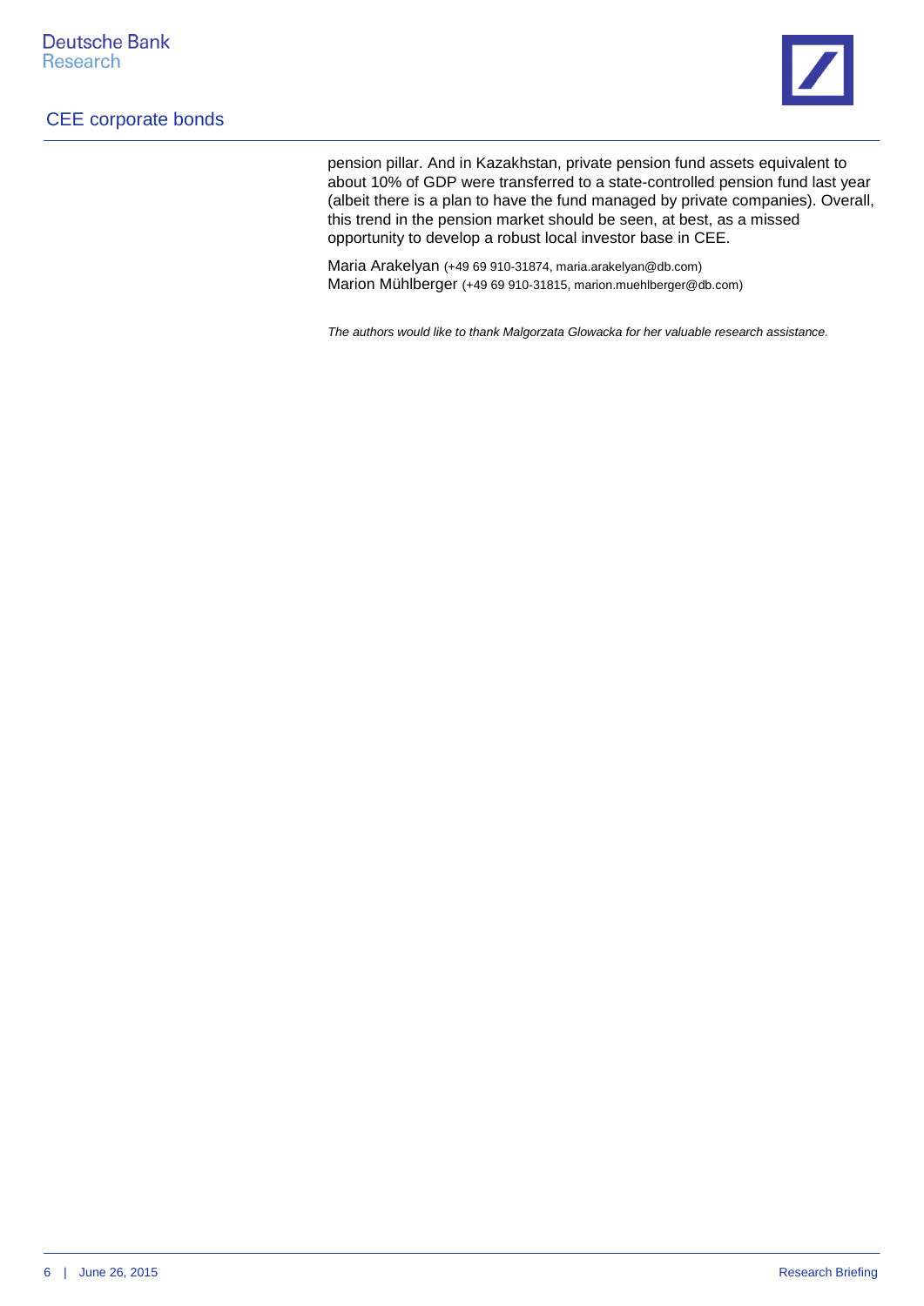pension pillar. And in Kazakhstan, private pension fund assets equivalent to about 10% of GDP were transferred to a state-controlled pension fund last year (albeit there is a plan to have the fund managed by private companies). Overall, this trend in the pension market should be seen, at best, as a missed opportunity to develop a robust local investor base in CEE.

Maria Arakelyan (+49 69 910-31874, maria.arakelyan@db.com)
Marion Mühlberger (+49 69 910-31815, marion.muehlberger@db.com)

*The authors would like to thank Malgorzata Glowacka for her valuable research assistance.*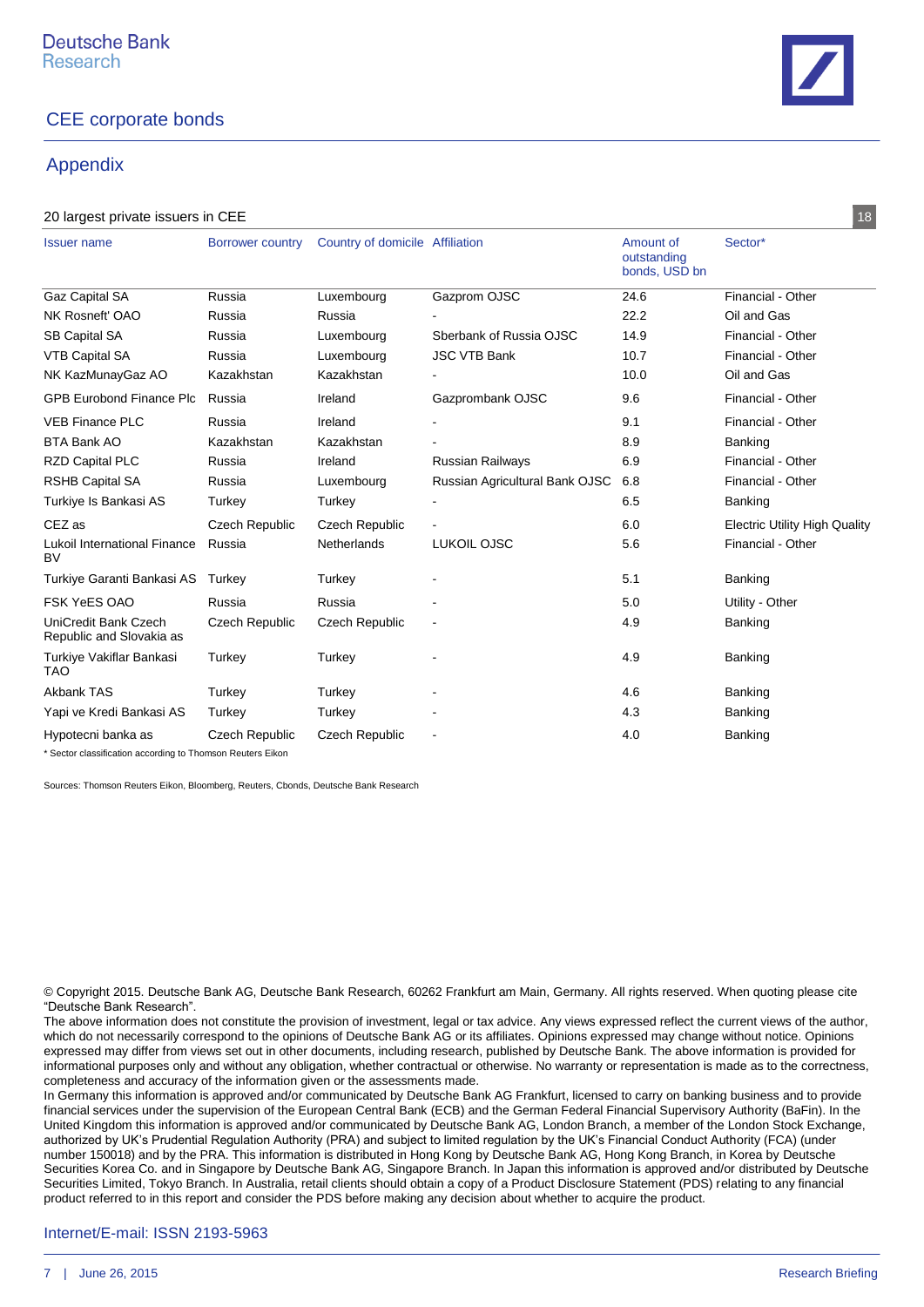## Appendix

20 largest private issuers in CEE

18

| Issuer name | Borrower country | Country of domicile | Affiliation | Amount of outstanding bonds, USD bn | Sector* |
|---|---|---|---|---|---|
| Gaz Capital SA | Russia | Luxembourg | Gazprom OJSC | 24.6 | Financial - Other |
| NK Rosneft' OAO | Russia | Russia | - | 22.2 | Oil and Gas |
| SB Capital SA | Russia | Luxembourg | Sberbank of Russia OJSC | 14.9 | Financial - Other |
| VTB Capital SA | Russia | Luxembourg | JSC VTB Bank | 10.7 | Financial - Other |
| NK KazMunayGaz AO | Kazakhstan | Kazakhstan | - | 10.0 | Oil and Gas |
| GPB Eurobond Finance Plc | Russia | Ireland | Gazprombank OJSC | 9.6 | Financial - Other |
| VEB Finance PLC | Russia | Ireland | - | 9.1 | Financial - Other |
| BTA Bank AO | Kazakhstan | Kazakhstan | - | 8.9 | Banking |
| RZD Capital PLC | Russia | Ireland | Russian Railways | 6.9 | Financial - Other |
| RSHB Capital SA | Russia | Luxembourg | Russian Agricultural Bank OJSC | 6.8 | Financial - Other |
| Turkiye Is Bankasi AS | Turkey | Turkey | - | 6.5 | Banking |
| CEZ as | Czech Republic | Czech Republic | - | 6.0 | Electric Utility High Quality |
| Lukoil International Finance BV | Russia | Netherlands | LUKOIL OJSC | 5.6 | Financial - Other |
| Turkiye Garanti Bankasi AS | Turkey | Turkey | - | 5.1 | Banking |
| FSK YeES OAO | Russia | Russia | - | 5.0 | Utility - Other |
| UniCredit Bank Czech Republic and Slovakia as | Czech Republic | Czech Republic | - | 4.9 | Banking |
| Turkiye Vakiflar Bankasi TAO | Turkey | Turkey | - | 4.9 | Banking |
| Akbank TAS | Turkey | Turkey | - | 4.6 | Banking |
| Yapi ve Kredi Bankasi AS | Turkey | Turkey | - | 4.3 | Banking |
| Hypotecni banka as | Czech Republic | Czech Republic | - | 4.0 | Banking |

\* Sector classification according to Thomson Reuters Eikon

Sources: Thomson Reuters Eikon, Bloomberg, Reuters, Cbonds, Deutsche Bank Research

© Copyright 2015. Deutsche Bank AG, Deutsche Bank Research, 60262 Frankfurt am Main, Germany. All rights reserved. When quoting please cite "Deutsche Bank Research".

The above information does not constitute the provision of investment, legal or tax advice. Any views expressed reflect the current views of the author, which do not necessarily correspond to the opinions of Deutsche Bank AG or its affiliates. Opinions expressed may change without notice. Opinions expressed may differ from views set out in other documents, including research, published by Deutsche Bank. The above information is provided for informational purposes only and without any obligation, whether contractual or otherwise. No warranty or representation is made as to the correctness, completeness and accuracy of the information given or the assessments made.

In Germany this information is approved and/or communicated by Deutsche Bank AG Frankfurt, licensed to carry on banking business and to provide financial services under the supervision of the European Central Bank (ECB) and the German Federal Financial Supervisory Authority (BaFin). In the United Kingdom this information is approved and/or communicated by Deutsche Bank AG, London Branch, a member of the London Stock Exchange, authorized by UK's Prudential Regulation Authority (PRA) and subject to limited regulation by the UK's Financial Conduct Authority (FCA) (under number 150018) and by the PRA. This information is distributed in Hong Kong by Deutsche Bank AG, Hong Kong Branch, in Korea by Deutsche Securities Korea Co. and in Singapore by Deutsche Bank AG, Singapore Branch. In Japan this information is approved and/or distributed by Deutsche Securities Limited, Tokyo Branch. In Australia, retail clients should obtain a copy of a Product Disclosure Statement (PDS) relating to any financial product referred to in this report and consider the PDS before making any decision about whether to acquire the product.

Internet/E-mail: ISSN 2193-5963